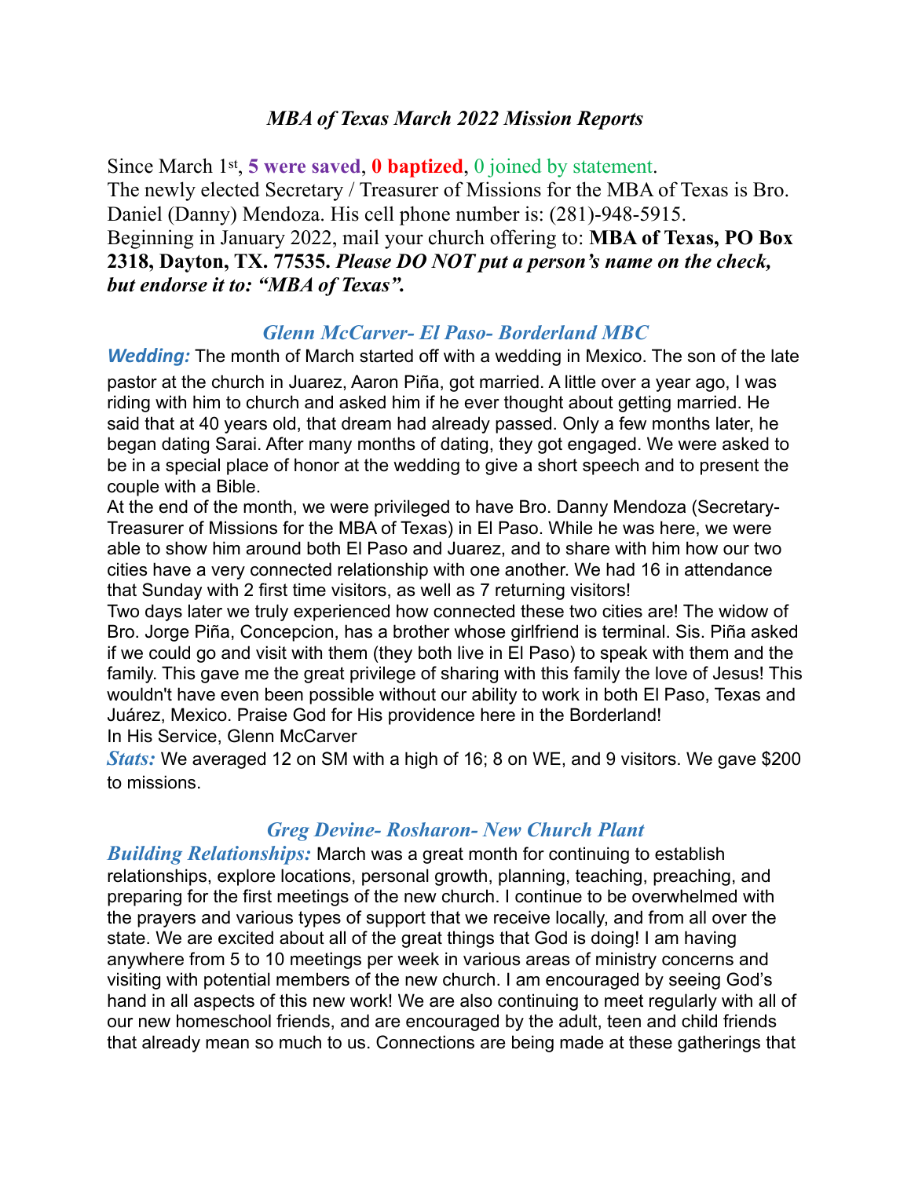## *MBA of Texas March 2022 Mission Reports*

Since March 1st, **5 were saved**, **0 baptized**, 0 joined by statement.
The newly elected Secretary / Treasurer of Missions for the MBA of Texas is Bro. Daniel (Danny) Mendoza. His cell phone number is: (281)-948-5915.
Beginning in January 2022, mail your church offering to: **MBA of Texas, PO Box 2318, Dayton, TX. 77535.** ***Please DO NOT put a person's name on the check, but endorse it to: "MBA of Texas".***

### *Glenn McCarver- El Paso- Borderland MBC*

***Wedding:*** The month of March started off with a wedding in Mexico. The son of the late pastor at the church in Juarez, Aaron Piña, got married. A little over a year ago, I was riding with him to church and asked him if he ever thought about getting married. He said that at 40 years old, that dream had already passed. Only a few months later, he began dating Sarai. After many months of dating, they got engaged. We were asked to be in a special place of honor at the wedding to give a short speech and to present the couple with a Bible.

At the end of the month, we were privileged to have Bro. Danny Mendoza (Secretary-Treasurer of Missions for the MBA of Texas) in El Paso. While he was here, we were able to show him around both El Paso and Juarez, and to share with him how our two cities have a very connected relationship with one another. We had 16 in attendance that Sunday with 2 first time visitors, as well as 7 returning visitors!

Two days later we truly experienced how connected these two cities are! The widow of Bro. Jorge Piña, Concepcion, has a brother whose girlfriend is terminal. Sis. Piña asked if we could go and visit with them (they both live in El Paso) to speak with them and the family. This gave me the great privilege of sharing with this family the love of Jesus! This wouldn't have even been possible without our ability to work in both El Paso, Texas and Juárez, Mexico. Praise God for His providence here in the Borderland!

In His Service, Glenn McCarver

***Stats:*** We averaged 12 on SM with a high of 16; 8 on WE, and 9 visitors. We gave $200 to missions.

### *Greg Devine- Rosharon- New Church Plant*

***Building Relationships:*** March was a great month for continuing to establish relationships, explore locations, personal growth, planning, teaching, preaching, and preparing for the first meetings of the new church. I continue to be overwhelmed with the prayers and various types of support that we receive locally, and from all over the state. We are excited about all of the great things that God is doing! I am having anywhere from 5 to 10 meetings per week in various areas of ministry concerns and visiting with potential members of the new church. I am encouraged by seeing God's hand in all aspects of this new work! We are also continuing to meet regularly with all of our new homeschool friends, and are encouraged by the adult, teen and child friends that already mean so much to us. Connections are being made at these gatherings that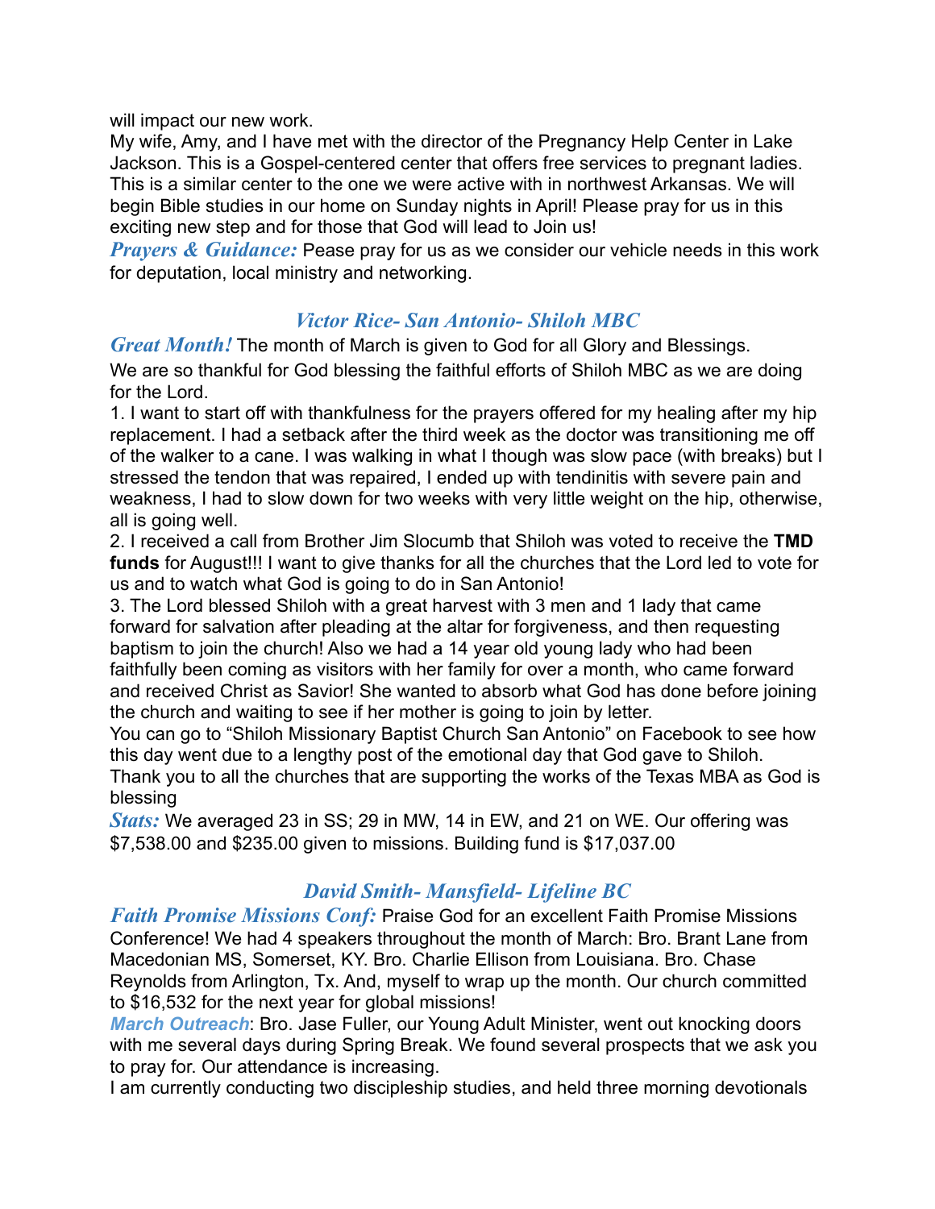will impact our new work.
My wife, Amy, and I have met with the director of the Pregnancy Help Center in Lake Jackson. This is a Gospel-centered center that offers free services to pregnant ladies. This is a similar center to the one we were active with in northwest Arkansas. We will begin Bible studies in our home on Sunday nights in April! Please pray for us in this exciting new step and for those that God will lead to Join us!

***Prayers & Guidance:*** Pease pray for us as we consider our vehicle needs in this work for deputation, local ministry and networking.

### *Victor Rice- San Antonio- Shiloh MBC*

***Great Month!*** The month of March is given to God for all Glory and Blessings.
We are so thankful for God blessing the faithful efforts of Shiloh MBC as we are doing for the Lord.

1. I want to start off with thankfulness for the prayers offered for my healing after my hip replacement. I had a setback after the third week as the doctor was transitioning me off of the walker to a cane. I was walking in what I though was slow pace (with breaks) but I stressed the tendon that was repaired, I ended up with tendinitis with severe pain and weakness, I had to slow down for two weeks with very little weight on the hip, otherwise, all is going well.
2. I received a call from Brother Jim Slocumb that Shiloh was voted to receive the **TMD funds** for August!!! I want to give thanks for all the churches that the Lord led to vote for us and to watch what God is going to do in San Antonio!
3. The Lord blessed Shiloh with a great harvest with 3 men and 1 lady that came forward for salvation after pleading at the altar for forgiveness, and then requesting baptism to join the church! Also we had a 14 year old young lady who had been faithfully been coming as visitors with her family for over a month, who came forward and received Christ as Savior! She wanted to absorb what God has done before joining the church and waiting to see if her mother is going to join by letter.

You can go to "Shiloh Missionary Baptist Church San Antonio" on Facebook to see how this day went due to a lengthy post of the emotional day that God gave to Shiloh.
Thank you to all the churches that are supporting the works of the Texas MBA as God is blessing

***Stats:*** We averaged 23 in SS; 29 in MW, 14 in EW, and 21 on WE. Our offering was $7,538.00 and $235.00 given to missions. Building fund is $17,037.00

### *David Smith- Mansfield- Lifeline BC*

***Faith Promise Missions Conf:*** Praise God for an excellent Faith Promise Missions Conference! We had 4 speakers throughout the month of March: Bro. Brant Lane from Macedonian MS, Somerset, KY. Bro. Charlie Ellison from Louisiana. Bro. Chase Reynolds from Arlington, Tx. And, myself to wrap up the month. Our church committed to $16,532 for the next year for global missions!

***March Outreach***: Bro. Jase Fuller, our Young Adult Minister, went out knocking doors with me several days during Spring Break. We found several prospects that we ask you to pray for. Our attendance is increasing.
I am currently conducting two discipleship studies, and held three morning devotionals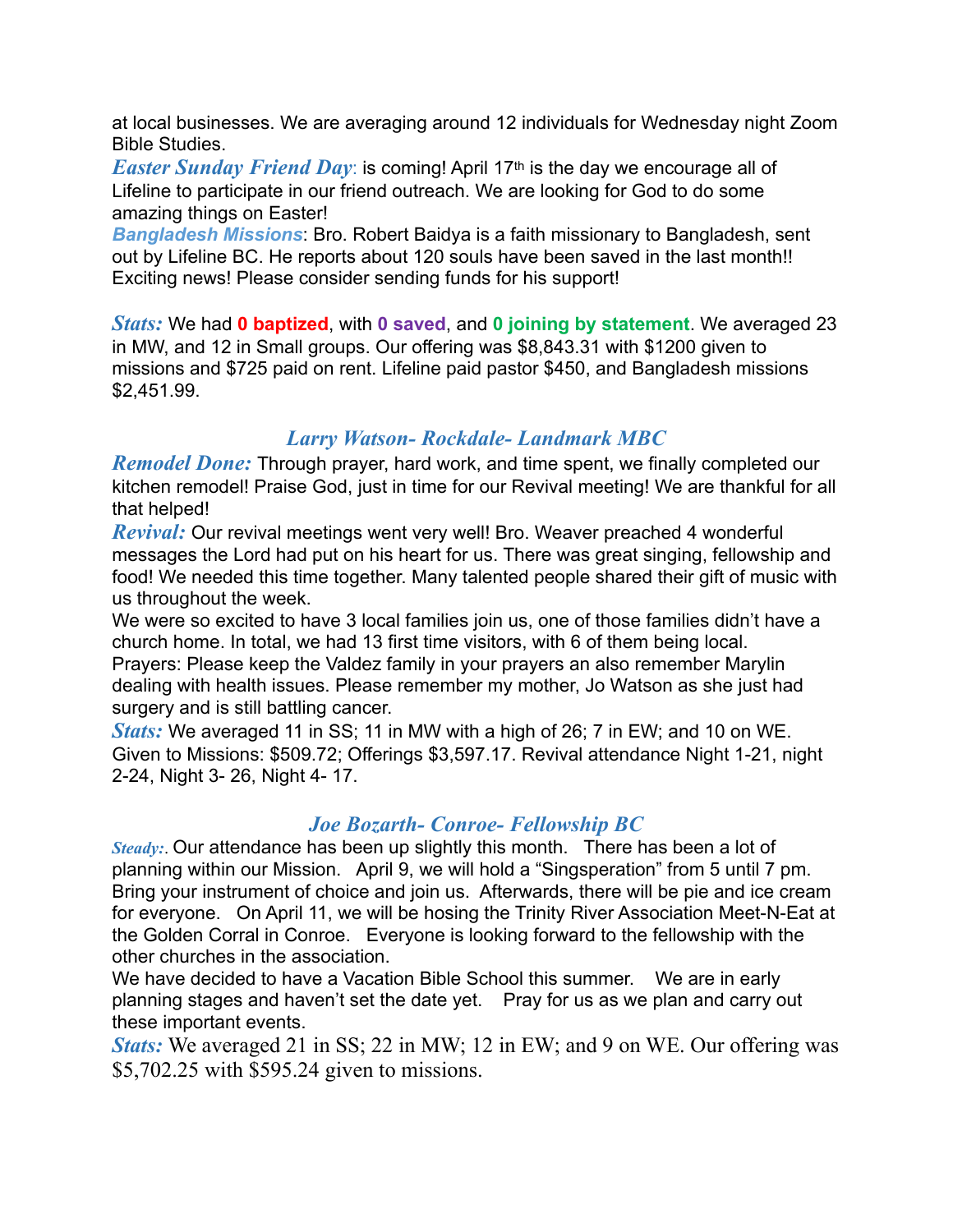at local businesses. We are averaging around 12 individuals for Wednesday night Zoom Bible Studies.

***Easter Sunday Friend Day***: is coming! April 17th is the day we encourage all of Lifeline to participate in our friend outreach. We are looking for God to do some amazing things on Easter!

***Bangladesh Missions***: Bro. Robert Baidya is a faith missionary to Bangladesh, sent out by Lifeline BC. He reports about 120 souls have been saved in the last month!! Exciting news! Please consider sending funds for his support!

***Stats:*** We had **0 baptized**, with **0 saved**, and **0 joining by statement**. We averaged 23 in MW, and 12 in Small groups. Our offering was $8,843.31 with $1200 given to missions and $725 paid on rent. Lifeline paid pastor $450, and Bangladesh missions $2,451.99.

### *Larry Watson- Rockdale- Landmark MBC*

***Remodel Done:*** Through prayer, hard work, and time spent, we finally completed our kitchen remodel! Praise God, just in time for our Revival meeting! We are thankful for all that helped!

***Revival:*** Our revival meetings went very well! Bro. Weaver preached 4 wonderful messages the Lord had put on his heart for us. There was great singing, fellowship and food! We needed this time together. Many talented people shared their gift of music with us throughout the week.

We were so excited to have 3 local families join us, one of those families didn't have a church home. In total, we had 13 first time visitors, with 6 of them being local.

Prayers: Please keep the Valdez family in your prayers an also remember Marylin dealing with health issues. Please remember my mother, Jo Watson as she just had surgery and is still battling cancer.

***Stats:*** We averaged 11 in SS; 11 in MW with a high of 26; 7 in EW; and 10 on WE. Given to Missions: $509.72; Offerings $3,597.17. Revival attendance Night 1-21, night 2-24, Night 3- 26, Night 4- 17.

### *Joe Bozarth- Conroe- Fellowship BC*

***Steady:***. Our attendance has been up slightly this month. There has been a lot of planning within our Mission. April 9, we will hold a "Singsperation" from 5 until 7 pm. Bring your instrument of choice and join us. Afterwards, there will be pie and ice cream for everyone. On April 11, we will be hosing the Trinity River Association Meet-N-Eat at the Golden Corral in Conroe. Everyone is looking forward to the fellowship with the other churches in the association.

We have decided to have a Vacation Bible School this summer. We are in early planning stages and haven't set the date yet. Pray for us as we plan and carry out these important events.

***Stats:*** We averaged 21 in SS; 22 in MW; 12 in EW; and 9 on WE. Our offering was $5,702.25 with $595.24 given to missions.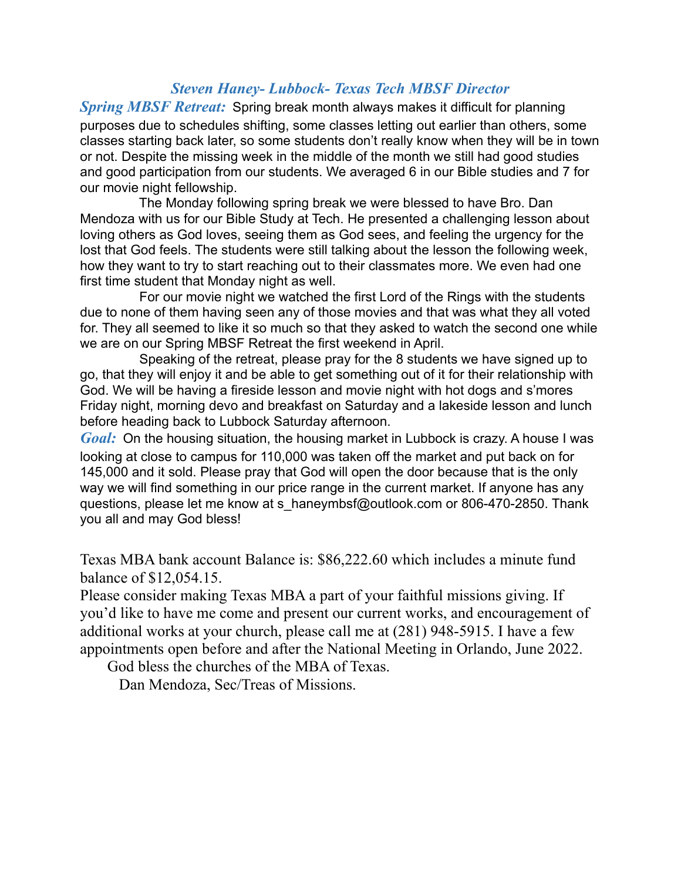### *Steven Haney- Lubbock- Texas Tech MBSF Director*

***Spring MBSF Retreat:*** Spring break month always makes it difficult for planning purposes due to schedules shifting, some classes letting out earlier than others, some classes starting back later, so some students don't really know when they will be in town or not. Despite the missing week in the middle of the month we still had good studies and good participation from our students. We averaged 6 in our Bible studies and 7 for our movie night fellowship.

The Monday following spring break we were blessed to have Bro. Dan Mendoza with us for our Bible Study at Tech. He presented a challenging lesson about loving others as God loves, seeing them as God sees, and feeling the urgency for the lost that God feels. The students were still talking about the lesson the following week, how they want to try to start reaching out to their classmates more. We even had one first time student that Monday night as well.

For our movie night we watched the first Lord of the Rings with the students due to none of them having seen any of those movies and that was what they all voted for. They all seemed to like it so much so that they asked to watch the second one while we are on our Spring MBSF Retreat the first weekend in April.

Speaking of the retreat, please pray for the 8 students we have signed up to go, that they will enjoy it and be able to get something out of it for their relationship with God. We will be having a fireside lesson and movie night with hot dogs and s'mores Friday night, morning devo and breakfast on Saturday and a lakeside lesson and lunch before heading back to Lubbock Saturday afternoon.

***Goal:*** On the housing situation, the housing market in Lubbock is crazy. A house I was looking at close to campus for 110,000 was taken off the market and put back on for 145,000 and it sold. Please pray that God will open the door because that is the only way we will find something in our price range in the current market. If anyone has any questions, please let me know at s_haneymbsf@outlook.com or 806-470-2850. Thank you all and may God bless!

Texas MBA bank account Balance is: $86,222.60 which includes a minute fund balance of $12,054.15.

Please consider making Texas MBA a part of your faithful missions giving. If you'd like to have me come and present our current works, and encouragement of additional works at your church, please call me at (281) 948-5915. I have a few appointments open before and after the National Meeting in Orlando, June 2022.

God bless the churches of the MBA of Texas.

Dan Mendoza, Sec/Treas of Missions.